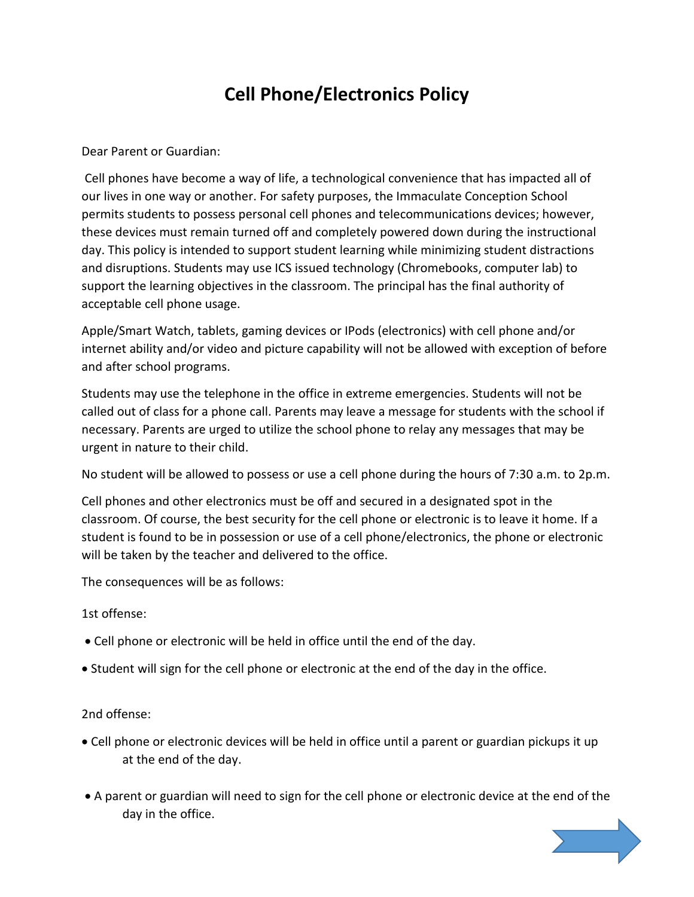# Cell Phone/Electronics Policy

Dear Parent or Guardian:

Cell phones have become a way of life, a technological convenience that has impacted all of our lives in one way or another. For safety purposes, the Immaculate Conception School permits students to possess personal cell phones and telecommunications devices; however, these devices must remain turned off and completely powered down during the instructional day. This policy is intended to support student learning while minimizing student distractions and disruptions. Students may use ICS issued technology (Chromebooks, computer lab) to support the learning objectives in the classroom. The principal has the final authority of acceptable cell phone usage.

Apple/Smart Watch, tablets, gaming devices or IPods (electronics) with cell phone and/or internet ability and/or video and picture capability will not be allowed with exception of before and after school programs.

Students may use the telephone in the office in extreme emergencies. Students will not be called out of class for a phone call. Parents may leave a message for students with the school if necessary. Parents are urged to utilize the school phone to relay any messages that may be urgent in nature to their child.

No student will be allowed to possess or use a cell phone during the hours of 7:30 a.m. to 2p.m.

Cell phones and other electronics must be off and secured in a designated spot in the classroom. Of course, the best security for the cell phone or electronic is to leave it home. If a student is found to be in possession or use of a cell phone/electronics, the phone or electronic will be taken by the teacher and delivered to the office.

The consequences will be as follows:

1st offense:

- Cell phone or electronic will be held in office until the end of the day.
- Student will sign for the cell phone or electronic at the end of the day in the office.

2nd offense:

- Cell phone or electronic devices will be held in office until a parent or guardian pickups it up at the end of the day.
- A parent or guardian will need to sign for the cell phone or electronic device at the end of the day in the office.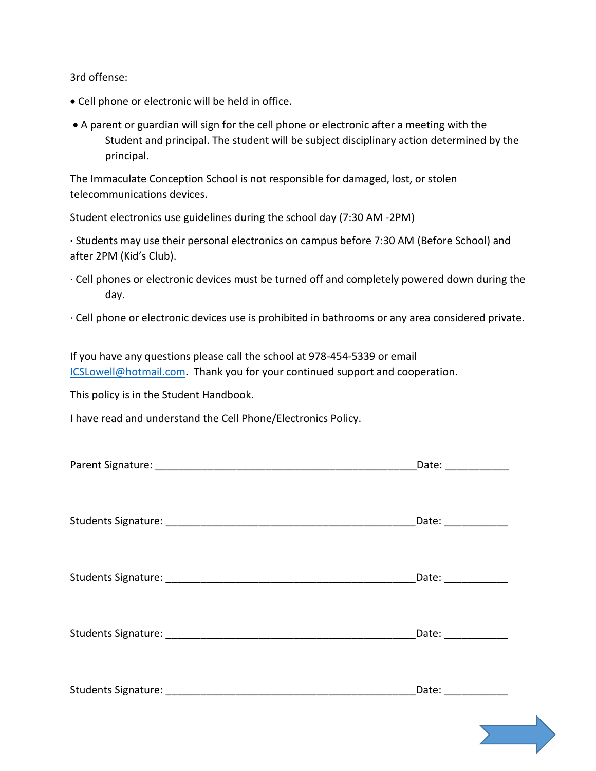3rd offense:

- Cell phone or electronic will be held in office.
- A parent or guardian will sign for the cell phone or electronic after a meeting with the Student and principal. The student will be subject disciplinary action determined by the principal.

The Immaculate Conception School is not responsible for damaged, lost, or stolen telecommunications devices.

Student electronics use guidelines during the school day (7:30 AM -2PM)

· Students may use their personal electronics on campus before 7:30 AM (Before School) and after 2PM (Kid's Club).

· Cell phones or electronic devices must be turned off and completely powered down during the day.

· Cell phone or electronic devices use is prohibited in bathrooms or any area considered private.

If you have any questions please call the school at 978-454-5339 or email ICSLowell@hotmail.com. Thank you for your continued support and cooperation.

This policy is in the Student Handbook.

I have read and understand the Cell Phone/Electronics Policy.

Parent Signature: _______________________________________________Date: ___________

Students Signature: _____________________________________________Date: ___________

Students Signature: _____________________________________________Date: ___________

Students Signature: _____________________________________________Date: ___________

Students Signature: _____________________________________________Date: ___________